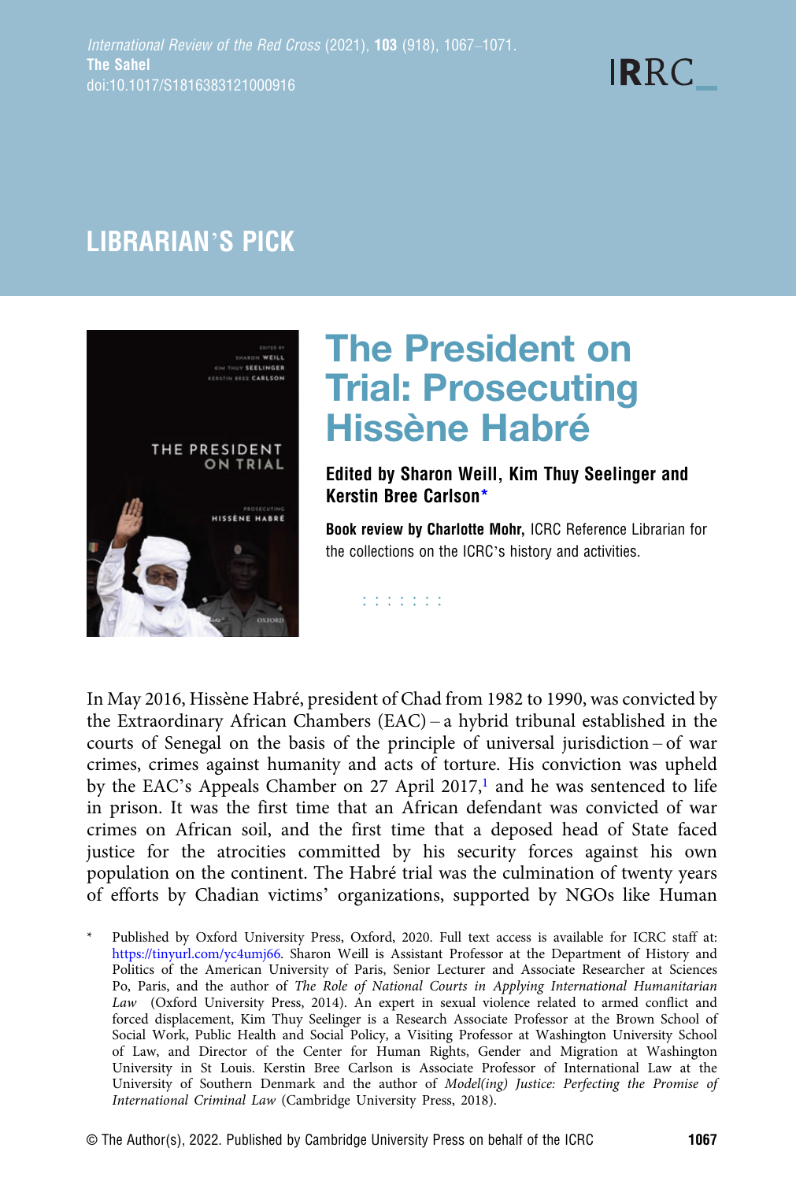LIBRARIAN'S PICK

# The President on Trial: Prosecuting Hissène Habré

**Edited by Sharon Weill, Kim Thuy Seelinger and Kerstin Bree Carlson***

**Book review by Charlotte Mohr,** ICRC Reference Librarian for the collections on the ICRC's history and activities.

In May 2016, Hissène Habré, president of Chad from 1982 to 1990, was convicted by the Extraordinary African Chambers (EAC) – a hybrid tribunal established in the courts of Senegal on the basis of the principle of universal jurisdiction – of war crimes, crimes against humanity and acts of torture. His conviction was upheld by the EAC's Appeals Chamber on 27 April 2017,[1] and he was sentenced to life in prison. It was the first time that an African defendant was convicted of war crimes on African soil, and the first time that a deposed head of State faced justice for the atrocities committed by his security forces against his own population on the continent. The Habré trial was the culmination of twenty years of efforts by Chadian victims' organizations, supported by NGOs like Human

\* Published by Oxford University Press, Oxford, 2020. Full text access is available for ICRC staff at: https://tinyurl.com/yc4umj66. Sharon Weill is Assistant Professor at the Department of History and Politics of the American University of Paris, Senior Lecturer and Associate Researcher at Sciences Po, Paris, and the author of *The Role of National Courts in Applying International Humanitarian Law* (Oxford University Press, 2014). An expert in sexual violence related to armed conflict and forced displacement, Kim Thuy Seelinger is a Research Associate Professor at the Brown School of Social Work, Public Health and Social Policy, a Visiting Professor at Washington University School of Law, and Director of the Center for Human Rights, Gender and Migration at Washington University in St Louis. Kerstin Bree Carlson is Associate Professor of International Law at the University of Southern Denmark and the author of *Model(ing) Justice: Perfecting the Promise of International Criminal Law* (Cambridge University Press, 2018).

© The Author(s), 2022. Published by Cambridge University Press on behalf of the ICRC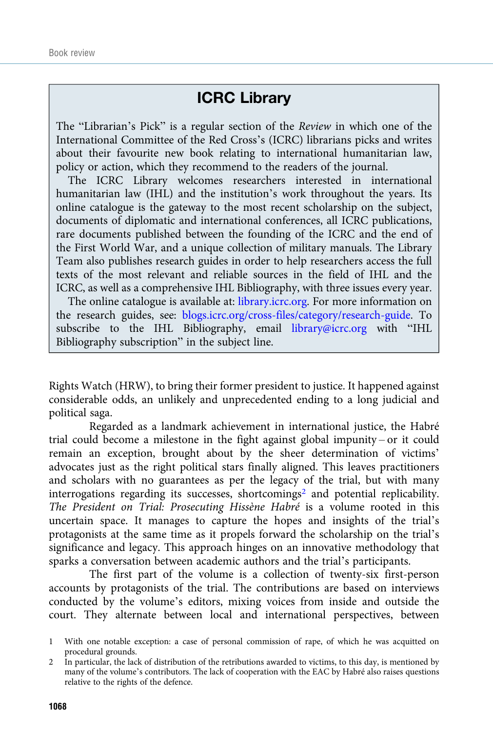## ICRC Library

The "Librarian's Pick" is a regular section of the *Review* in which one of the International Committee of the Red Cross's (ICRC) librarians picks and writes about their favourite new book relating to international humanitarian law, policy or action, which they recommend to the readers of the journal.

The ICRC Library welcomes researchers interested in international humanitarian law (IHL) and the institution's work throughout the years. Its online catalogue is the gateway to the most recent scholarship on the subject, documents of diplomatic and international conferences, all ICRC publications, rare documents published between the founding of the ICRC and the end of the First World War, and a unique collection of military manuals. The Library Team also publishes research guides in order to help researchers access the full texts of the most relevant and reliable sources in the field of IHL and the ICRC, as well as a comprehensive IHL Bibliography, with three issues every year.

The online catalogue is available at: library.icrc.org. For more information on the research guides, see: blogs.icrc.org/cross-files/category/research-guide. To subscribe to the IHL Bibliography, email library@icrc.org with "IHL Bibliography subscription" in the subject line.

Rights Watch (HRW), to bring their former president to justice. It happened against considerable odds, an unlikely and unprecedented ending to a long judicial and political saga.

Regarded as a landmark achievement in international justice, the Habré trial could become a milestone in the fight against global impunity – or it could remain an exception, brought about by the sheer determination of victims' advocates just as the right political stars finally aligned. This leaves practitioners and scholars with no guarantees as per the legacy of the trial, but with many interrogations regarding its successes, shortcomings[2] and potential replicability. *The President on Trial: Prosecuting Hissène Habré* is a volume rooted in this uncertain space. It manages to capture the hopes and insights of the trial's protagonists at the same time as it propels forward the scholarship on the trial's significance and legacy. This approach hinges on an innovative methodology that sparks a conversation between academic authors and the trial's participants.

The first part of the volume is a collection of twenty-six first-person accounts by protagonists of the trial. The contributions are based on interviews conducted by the volume's editors, mixing voices from inside and outside the court. They alternate between local and international perspectives, between

1 With one notable exception: a case of personal commission of rape, of which he was acquitted on procedural grounds.

2 In particular, the lack of distribution of the retributions awarded to victims, to this day, is mentioned by many of the volume's contributors. The lack of cooperation with the EAC by Habré also raises questions relative to the rights of the defence.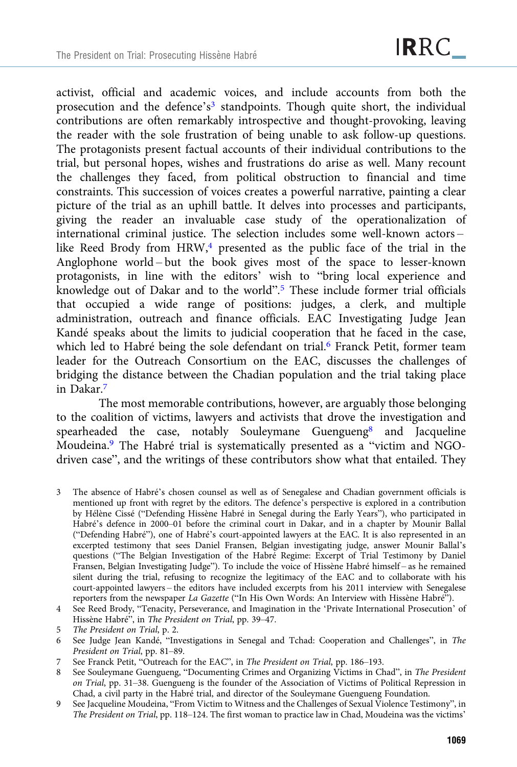activist, official and academic voices, and include accounts from both the prosecution and the defence's[3] standpoints. Though quite short, the individual contributions are often remarkably introspective and thought-provoking, leaving the reader with the sole frustration of being unable to ask follow-up questions. The protagonists present factual accounts of their individual contributions to the trial, but personal hopes, wishes and frustrations do arise as well. Many recount the challenges they faced, from political obstruction to financial and time constraints. This succession of voices creates a powerful narrative, painting a clear picture of the trial as an uphill battle. It delves into processes and participants, giving the reader an invaluable case study of the operationalization of international criminal justice. The selection includes some well-known actors – like Reed Brody from HRW,[4] presented as the public face of the trial in the Anglophone world – but the book gives most of the space to lesser-known protagonists, in line with the editors' wish to "bring local experience and knowledge out of Dakar and to the world".[5] These include former trial officials that occupied a wide range of positions: judges, a clerk, and multiple administration, outreach and finance officials. EAC Investigating Judge Jean Kandé speaks about the limits to judicial cooperation that he faced in the case, which led to Habré being the sole defendant on trial.[6] Franck Petit, former team leader for the Outreach Consortium on the EAC, discusses the challenges of bridging the distance between the Chadian population and the trial taking place in Dakar.[7]

The most memorable contributions, however, are arguably those belonging to the coalition of victims, lawyers and activists that drove the investigation and spearheaded the case, notably Souleymane Guengueng[8] and Jacqueline Moudeina.[9] The Habré trial is systematically presented as a "victim and NGO-driven case", and the writings of these contributors show what that entailed. They

---

3 The absence of Habré's chosen counsel as well as of Senegalese and Chadian government officials is mentioned up front with regret by the editors. The defence's perspective is explored in a contribution by Hélène Cissé ("Defending Hissène Habré in Senegal during the Early Years"), who participated in Habré's defence in 2000–01 before the criminal court in Dakar, and in a chapter by Mounir Ballal ("Defending Habré"), one of Habré's court-appointed lawyers at the EAC. It is also represented in an excerpted testimony that sees Daniel Fransen, Belgian investigating judge, answer Mounir Ballal's questions ("The Belgian Investigation of the Habré Regime: Excerpt of Trial Testimony by Daniel Fransen, Belgian Investigating Judge"). To include the voice of Hissène Habré himself – as he remained silent during the trial, refusing to recognize the legitimacy of the EAC and to collaborate with his court-appointed lawyers – the editors have included excerpts from his 2011 interview with Senegalese reporters from the newspaper *La Gazette* ("In His Own Words: An Interview with Hissène Habré").

4 See Reed Brody, "Tenacity, Perseverance, and Imagination in the 'Private International Prosecution' of Hissène Habré", in *The President on Trial*, pp. 39–47.

5 *The President on Trial*, p. 2.

6 See Judge Jean Kandé, "Investigations in Senegal and Tchad: Cooperation and Challenges", in *The President on Trial*, pp. 81–89.

7 See Franck Petit, "Outreach for the EAC", in *The President on Trial*, pp. 186–193.

8 See Souleymane Guengueng, "Documenting Crimes and Organizing Victims in Chad", in *The President on Trial*, pp. 31–38. Guengueng is the founder of the Association of Victims of Political Repression in Chad, a civil party in the Habré trial, and director of the Souleymane Guengueng Foundation.

9 See Jacqueline Moudeina, "From Victim to Witness and the Challenges of Sexual Violence Testimony", in *The President on Trial*, pp. 118–124. The first woman to practice law in Chad, Moudeina was the victims'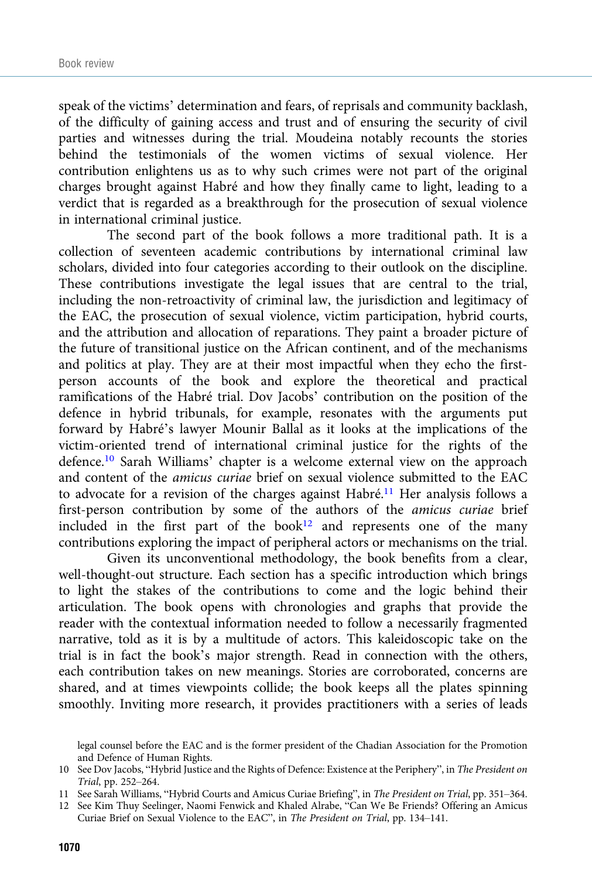speak of the victims' determination and fears, of reprisals and community backlash, of the difficulty of gaining access and trust and of ensuring the security of civil parties and witnesses during the trial. Moudeina notably recounts the stories behind the testimonials of the women victims of sexual violence. Her contribution enlightens us as to why such crimes were not part of the original charges brought against Habré and how they finally came to light, leading to a verdict that is regarded as a breakthrough for the prosecution of sexual violence in international criminal justice.

The second part of the book follows a more traditional path. It is a collection of seventeen academic contributions by international criminal law scholars, divided into four categories according to their outlook on the discipline. These contributions investigate the legal issues that are central to the trial, including the non-retroactivity of criminal law, the jurisdiction and legitimacy of the EAC, the prosecution of sexual violence, victim participation, hybrid courts, and the attribution and allocation of reparations. They paint a broader picture of the future of transitional justice on the African continent, and of the mechanisms and politics at play. They are at their most impactful when they echo the first-person accounts of the book and explore the theoretical and practical ramifications of the Habré trial. Dov Jacobs' contribution on the position of the defence in hybrid tribunals, for example, resonates with the arguments put forward by Habré's lawyer Mounir Ballal as it looks at the implications of the victim-oriented trend of international criminal justice for the rights of the defence.[10] Sarah Williams' chapter is a welcome external view on the approach and content of the *amicus curiae* brief on sexual violence submitted to the EAC to advocate for a revision of the charges against Habré.[11] Her analysis follows a first-person contribution by some of the authors of the *amicus curiae* brief included in the first part of the book[12] and represents one of the many contributions exploring the impact of peripheral actors or mechanisms on the trial.

Given its unconventional methodology, the book benefits from a clear, well-thought-out structure. Each section has a specific introduction which brings to light the stakes of the contributions to come and the logic behind their articulation. The book opens with chronologies and graphs that provide the reader with the contextual information needed to follow a necessarily fragmented narrative, told as it is by a multitude of actors. This kaleidoscopic take on the trial is in fact the book's major strength. Read in connection with the others, each contribution takes on new meanings. Stories are corroborated, concerns are shared, and at times viewpoints collide; the book keeps all the plates spinning smoothly. Inviting more research, it provides practitioners with a series of leads

legal counsel before the EAC and is the former president of the Chadian Association for the Promotion and Defence of Human Rights.

10 See Dov Jacobs, "Hybrid Justice and the Rights of Defence: Existence at the Periphery", in *The President on Trial*, pp. 252–264.

11 See Sarah Williams, "Hybrid Courts and Amicus Curiae Briefing", in *The President on Trial*, pp. 351–364.

12 See Kim Thuy Seelinger, Naomi Fenwick and Khaled Alrabe, "Can We Be Friends? Offering an Amicus Curiae Brief on Sexual Violence to the EAC", in *The President on Trial*, pp. 134–141.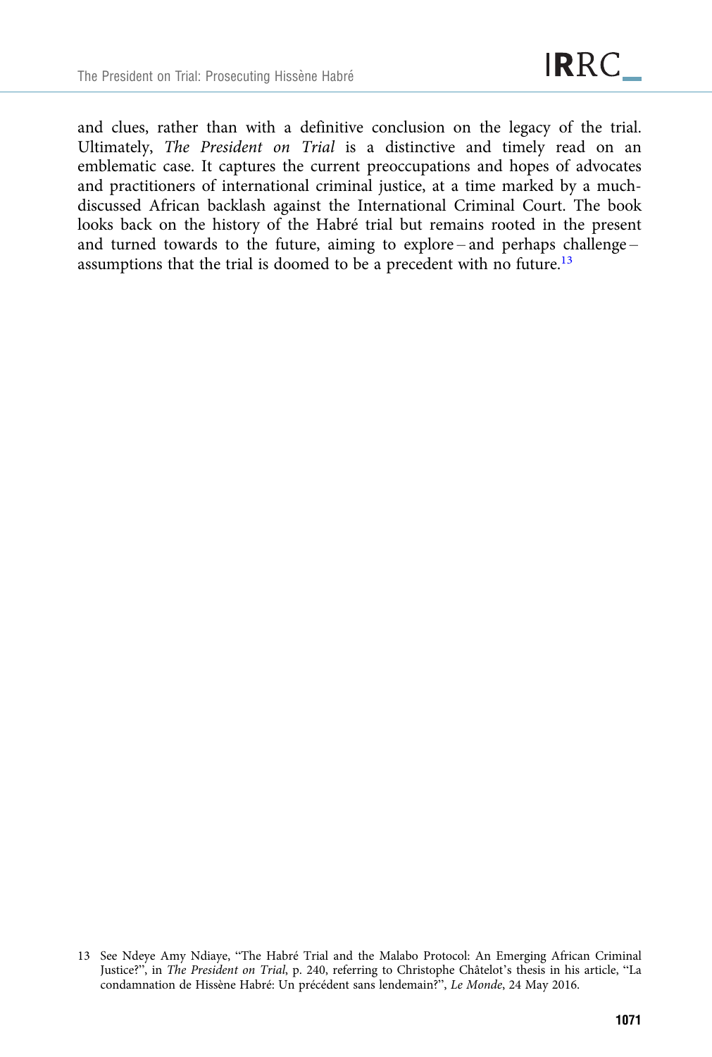and clues, rather than with a definitive conclusion on the legacy of the trial. Ultimately, *The President on Trial* is a distinctive and timely read on an emblematic case. It captures the current preoccupations and hopes of advocates and practitioners of international criminal justice, at a time marked by a much-discussed African backlash against the International Criminal Court. The book looks back on the history of the Habré trial but remains rooted in the present and turned towards to the future, aiming to explore – and perhaps challenge – assumptions that the trial is doomed to be a precedent with no future.[13]

13 See Ndeye Amy Ndiaye, "The Habré Trial and the Malabo Protocol: An Emerging African Criminal Justice?", in *The President on Trial*, p. 240, referring to Christophe Châtelot's thesis in his article, "La condamnation de Hissène Habré: Un précédent sans lendemain?", *Le Monde*, 24 May 2016.